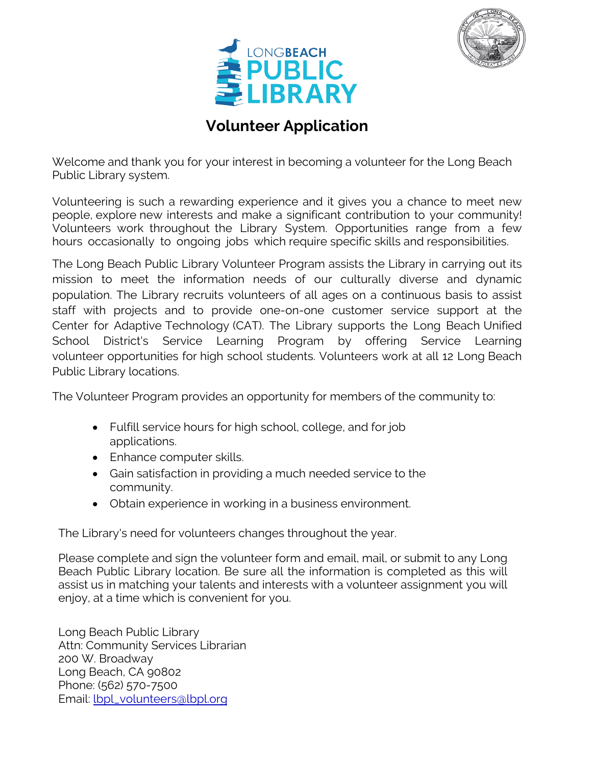LONGBEACH
PUBLIC
LIBRARY

# Volunteer Application

Welcome and thank you for your interest in becoming a volunteer for the Long Beach Public Library system.

Volunteering is such a rewarding experience and it gives you a chance to meet new people, explore new interests and make a significant contribution to your community! Volunteers work throughout the Library System. Opportunities range from a few hours occasionally to ongoing jobs which require specific skills and responsibilities.

The Long Beach Public Library Volunteer Program assists the Library in carrying out its mission to meet the information needs of our culturally diverse and dynamic population. The Library recruits volunteers of all ages on a continuous basis to assist staff with projects and to provide one-on-one customer service support at the Center for Adaptive Technology (CAT). The Library supports the Long Beach Unified School District's Service Learning Program by offering Service Learning volunteer opportunities for high school students. Volunteers work at all 12 Long Beach Public Library locations.

The Volunteer Program provides an opportunity for members of the community to:

- Fulfill service hours for high school, college, and for job applications.
- Enhance computer skills.
- Gain satisfaction in providing a much needed service to the community.
- Obtain experience in working in a business environment.

The Library's need for volunteers changes throughout the year.

Please complete and sign the volunteer form and email, mail, or submit to any Long Beach Public Library location. Be sure all the information is completed as this will assist us in matching your talents and interests with a volunteer assignment you will enjoy, at a time which is convenient for you.

Long Beach Public Library
Attn: Community Services Librarian
200 W. Broadway
Long Beach, CA 90802
Phone: (562) 570-7500
Email: lbpl_volunteers@lbpl.org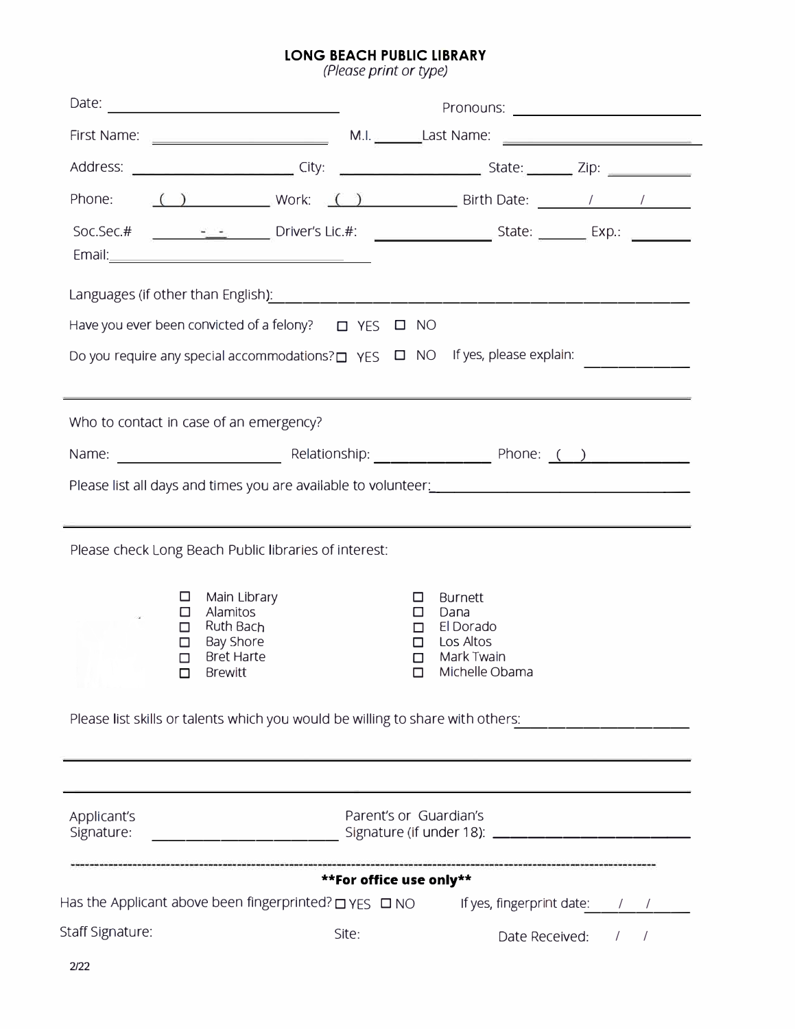**LONG BEACH PUBLIC LIBRARY**

*(Please print or type)*

Date: ______________________ Pronouns: ______________________

First Name: ______________________ M.I. ______ Last Name: ______________________

Address: ______________________ City: ______________________ State: ______ Zip: __________

Phone: ( ) __________ Work: ( ) __________ Birth Date: ____/____/____

Soc.Sec.# ____-__-____ Driver's Lic.#: ______________ State: ______ Exp.: ________

Email: ______________________

Languages (if other than English): ______________________________________________

Have you ever been convicted of a felony? ☐ YES ☐ NO

Do you require any special accommodations? ☐ YES ☐ NO If yes, please explain: ______________

---

Who to contact in case of an emergency?

Name: ______________________ Relationship: ______________ Phone: ( ) __________

Please list all days and times you are available to volunteer: ______________________________

---

Please check Long Beach Public libraries of interest:

- ☐ Main Library
- ☐ Alamitos
- ☐ Ruth Bach
- ☐ Bay Shore
- ☐ Bret Harte
- ☐ Brewitt
- ☐ Burnett
- ☐ Dana
- ☐ El Dorado
- ☐ Los Altos
- ☐ Mark Twain
- ☐ Michelle Obama

Please list skills or talents which you would be willing to share with others: ______________________

---

---

Applicant's Signature: ______________________ Parent's or Guardian's Signature (if under 18): ______________________

---

**\*\*For office use only\*\***

Has the Applicant above been fingerprinted? ☐ YES ☐ NO If yes, fingerprint date: ____/____/____

Staff Signature: Site: Date Received: ____/____/____

2/22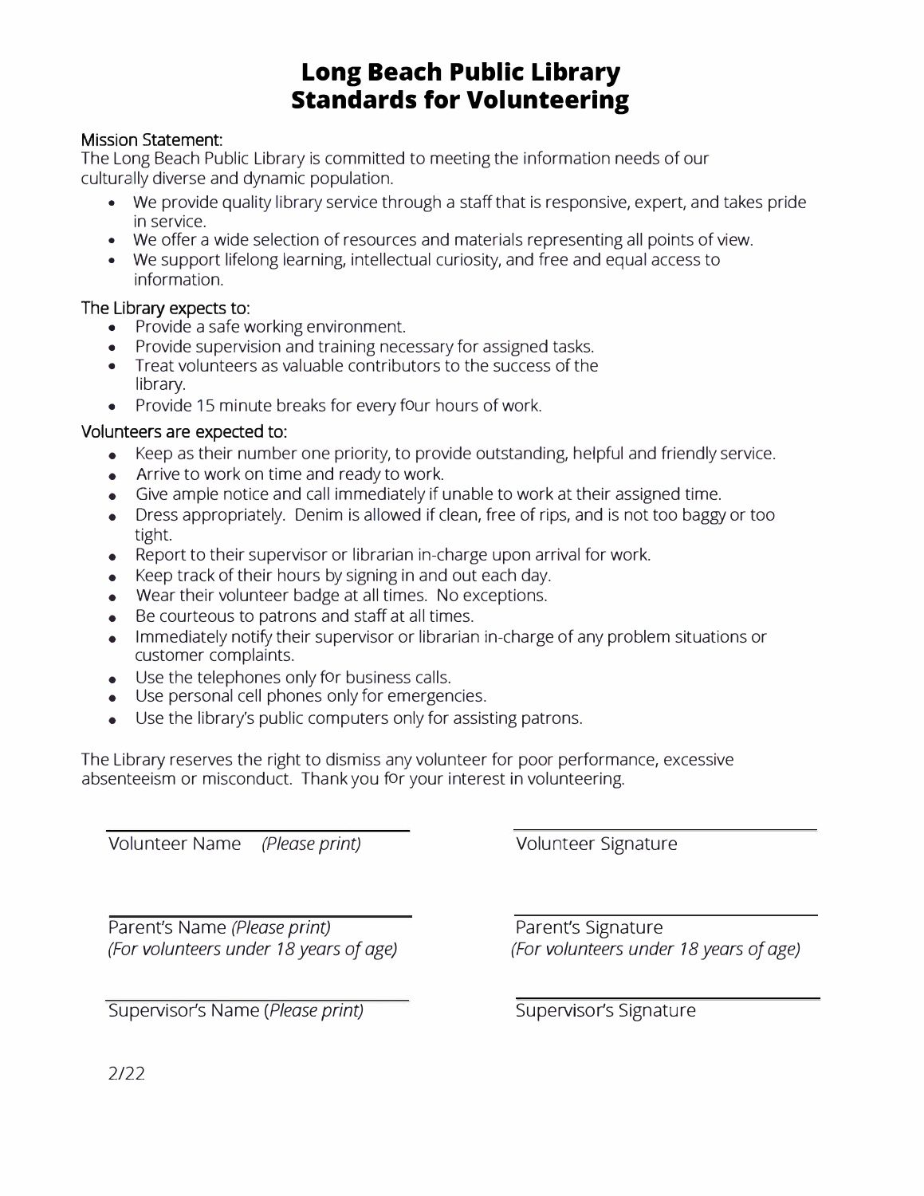# Long Beach Public Library
# Standards for Volunteering

Mission Statement:
The Long Beach Public Library is committed to meeting the information needs of our culturally diverse and dynamic population.

- We provide quality library service through a staff that is responsive, expert, and takes pride in service.
- We offer a wide selection of resources and materials representing all points of view.
- We support lifelong learning, intellectual curiosity, and free and equal access to information.

The Library expects to:

- Provide a safe working environment.
- Provide supervision and training necessary for assigned tasks.
- Treat volunteers as valuable contributors to the success of the library.
- Provide 15 minute breaks for every four hours of work.

Volunteers are expected to:

- Keep as their number one priority, to provide outstanding, helpful and friendly service.
- Arrive to work on time and ready to work.
- Give ample notice and call immediately if unable to work at their assigned time.
- Dress appropriately. Denim is allowed if clean, free of rips, and is not too baggy or too tight.
- Report to their supervisor or librarian in-charge upon arrival for work.
- Keep track of their hours by signing in and out each day.
- Wear their volunteer badge at all times. No exceptions.
- Be courteous to patrons and staff at all times.
- Immediately notify their supervisor or librarian in-charge of any problem situations or customer complaints.
- Use the telephones only for business calls.
- Use personal cell phones only for emergencies.
- Use the library's public computers only for assisting patrons.

The Library reserves the right to dismiss any volunteer for poor performance, excessive absenteeism or misconduct. Thank you for your interest in volunteering.

\_\_\_\_\_\_\_\_\_\_\_\_\_\_\_\_\_\_\_\_\_\_\_\_\_\_\_\_\_\_ \_\_\_\_\_\_\_\_\_\_\_\_\_\_\_\_\_\_\_\_\_\_\_\_\_\_\_\_\_\_
Volunteer Name *(Please print)* Volunteer Signature

\_\_\_\_\_\_\_\_\_\_\_\_\_\_\_\_\_\_\_\_\_\_\_\_\_\_\_\_\_\_ \_\_\_\_\_\_\_\_\_\_\_\_\_\_\_\_\_\_\_\_\_\_\_\_\_\_\_\_\_\_
Parent's Name *(Please print)* Parent's Signature
*(For volunteers under 18 years of age)* *(For volunteers under 18 years of age)*

\_\_\_\_\_\_\_\_\_\_\_\_\_\_\_\_\_\_\_\_\_\_\_\_\_\_\_\_\_\_ \_\_\_\_\_\_\_\_\_\_\_\_\_\_\_\_\_\_\_\_\_\_\_\_\_\_\_\_\_\_
Supervisor's Name (*Please print)* Supervisor's Signature

2/22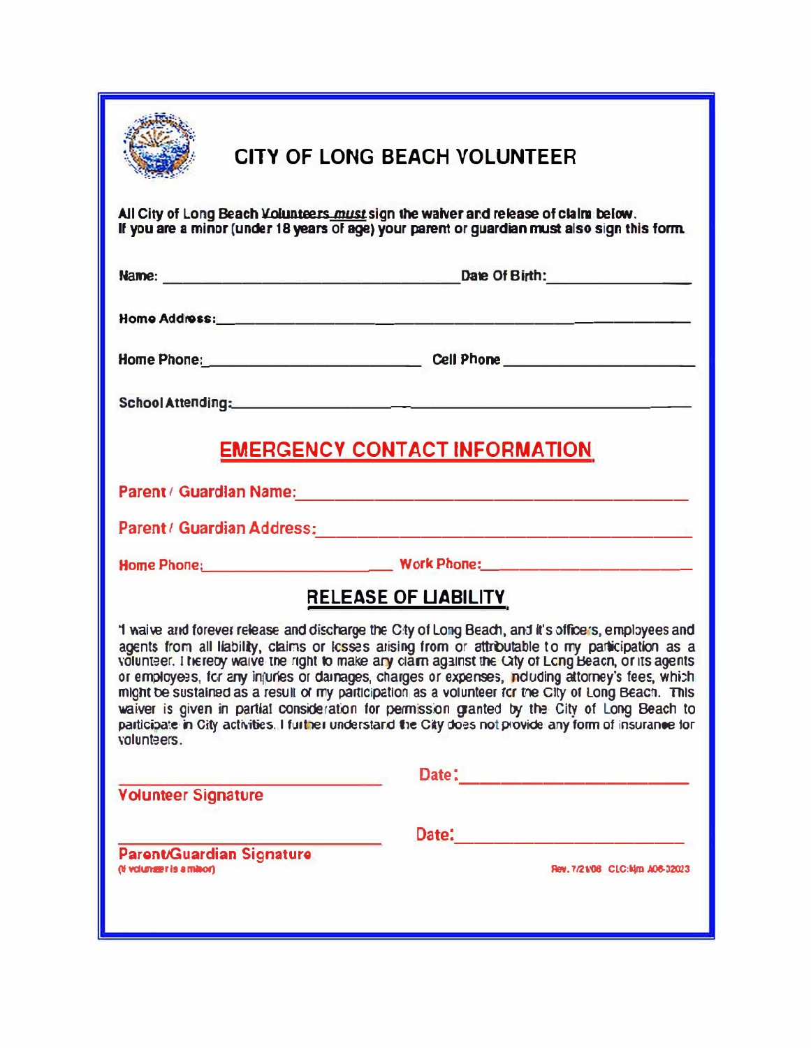# CITY OF LONG BEACH VOLUNTEER

**All City of Long Beach *Volunteers must* sign the waiver and release of claim below.**
**If you are a minor (under 18 years of age) your parent or guardian must also sign this form.**

**Name:** ______________________________ **Date Of Birth:** ______________

**Home Address:** ______________________________________________

**Home Phone:** ____________________ **Cell Phone** ____________________

**School Attending:** ______________________________________________

## EMERGENCY CONTACT INFORMATION

**Parent / Guardian Name:** ______________________________________

**Parent / Guardian Address:** ______________________________________

**Home Phone:** ____________________ **Work Phone:** ____________________

## RELEASE OF LIABILITY

"I waive and forever release and discharge the City of Long Beach, and it's officers, employees and agents from all liability, claims or losses arising from or attributable to my participation as a volunteer. I hereby waive the right to make any claim against the City of Long Beach, or its agents or employees, for any injuries or damages, charges or expenses, including attorney's fees, which might be sustained as a result of my participation as a volunteer for the City of Long Beach. This waiver is given in partial consideration for permission granted by the City of Long Beach to participate in City activities. I further understand the City does not provide any form of insurance for volunteers.

______________________________ **Date:** ____________________
**Volunteer Signature**

______________________________ **Date:** ____________________
**Parent/Guardian Signature**
(If volunteer is a minor)

Rev. 7/21/08 CLC:kjm A08-02023